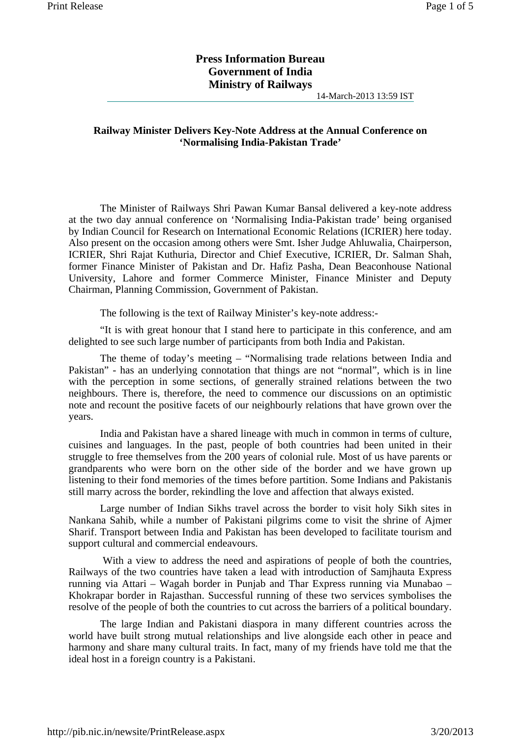**Press Information Bureau**
**Government of India**
**Ministry of Railways**

14-March-2013 13:59 IST

## Railway Minister Delivers Key-Note Address at the Annual Conference on 'Normalising India-Pakistan Trade'

The Minister of Railways Shri Pawan Kumar Bansal delivered a key-note address at the two day annual conference on 'Normalising India-Pakistan trade' being organised by Indian Council for Research on International Economic Relations (ICRIER) here today. Also present on the occasion among others were Smt. Isher Judge Ahluwalia, Chairperson, ICRIER, Shri Rajat Kuthuria, Director and Chief Executive, ICRIER, Dr. Salman Shah, former Finance Minister of Pakistan and Dr. Hafiz Pasha, Dean Beaconhouse National University, Lahore and former Commerce Minister, Finance Minister and Deputy Chairman, Planning Commission, Government of Pakistan.

The following is the text of Railway Minister's key-note address:-

"It is with great honour that I stand here to participate in this conference, and am delighted to see such large number of participants from both India and Pakistan.

The theme of today's meeting – "Normalising trade relations between India and Pakistan" - has an underlying connotation that things are not "normal", which is in line with the perception in some sections, of generally strained relations between the two neighbours. There is, therefore, the need to commence our discussions on an optimistic note and recount the positive facets of our neighbourly relations that have grown over the years.

India and Pakistan have a shared lineage with much in common in terms of culture, cuisines and languages. In the past, people of both countries had been united in their struggle to free themselves from the 200 years of colonial rule. Most of us have parents or grandparents who were born on the other side of the border and we have grown up listening to their fond memories of the times before partition. Some Indians and Pakistanis still marry across the border, rekindling the love and affection that always existed.

Large number of Indian Sikhs travel across the border to visit holy Sikh sites in Nankana Sahib, while a number of Pakistani pilgrims come to visit the shrine of Ajmer Sharif. Transport between India and Pakistan has been developed to facilitate tourism and support cultural and commercial endeavours.

With a view to address the need and aspirations of people of both the countries, Railways of the two countries have taken a lead with introduction of Samjhauta Express running via Attari – Wagah border in Punjab and Thar Express running via Munabao – Khokrapar border in Rajasthan. Successful running of these two services symbolises the resolve of the people of both the countries to cut across the barriers of a political boundary.

The large Indian and Pakistani diaspora in many different countries across the world have built strong mutual relationships and live alongside each other in peace and harmony and share many cultural traits. In fact, many of my friends have told me that the ideal host in a foreign country is a Pakistani.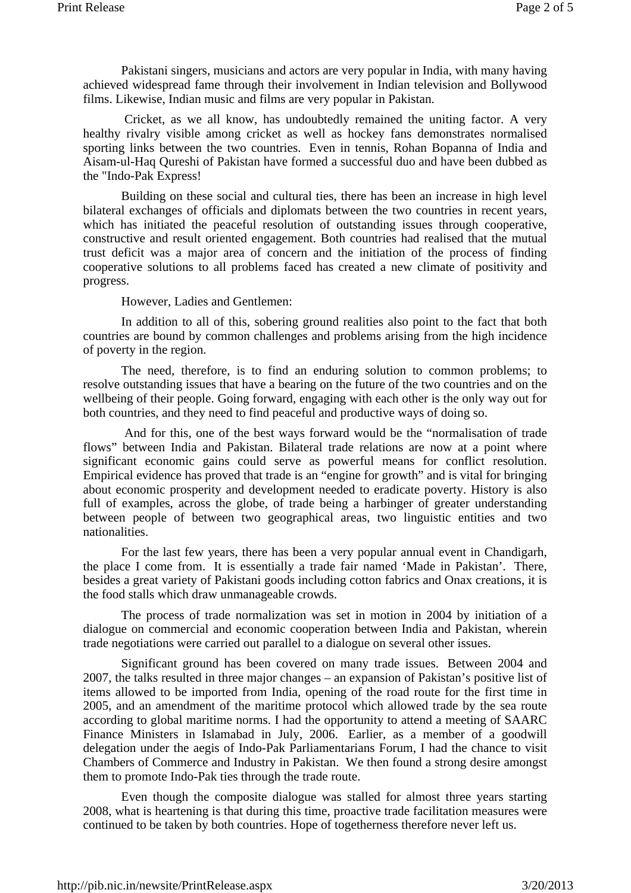Pakistani singers, musicians and actors are very popular in India, with many having achieved widespread fame through their involvement in Indian television and Bollywood films. Likewise, Indian music and films are very popular in Pakistan.

Cricket, as we all know, has undoubtedly remained the uniting factor. A very healthy rivalry visible among cricket as well as hockey fans demonstrates normalised sporting links between the two countries. Even in tennis, Rohan Bopanna of India and Aisam-ul-Haq Qureshi of Pakistan have formed a successful duo and have been dubbed as the "Indo-Pak Express!

Building on these social and cultural ties, there has been an increase in high level bilateral exchanges of officials and diplomats between the two countries in recent years, which has initiated the peaceful resolution of outstanding issues through cooperative, constructive and result oriented engagement. Both countries had realised that the mutual trust deficit was a major area of concern and the initiation of the process of finding cooperative solutions to all problems faced has created a new climate of positivity and progress.

However, Ladies and Gentlemen:

In addition to all of this, sobering ground realities also point to the fact that both countries are bound by common challenges and problems arising from the high incidence of poverty in the region.

The need, therefore, is to find an enduring solution to common problems; to resolve outstanding issues that have a bearing on the future of the two countries and on the wellbeing of their people. Going forward, engaging with each other is the only way out for both countries, and they need to find peaceful and productive ways of doing so.

And for this, one of the best ways forward would be the "normalisation of trade flows" between India and Pakistan. Bilateral trade relations are now at a point where significant economic gains could serve as powerful means for conflict resolution. Empirical evidence has proved that trade is an "engine for growth" and is vital for bringing about economic prosperity and development needed to eradicate poverty. History is also full of examples, across the globe, of trade being a harbinger of greater understanding between people of between two geographical areas, two linguistic entities and two nationalities.

For the last few years, there has been a very popular annual event in Chandigarh, the place I come from. It is essentially a trade fair named 'Made in Pakistan'. There, besides a great variety of Pakistani goods including cotton fabrics and Onax creations, it is the food stalls which draw unmanageable crowds.

The process of trade normalization was set in motion in 2004 by initiation of a dialogue on commercial and economic cooperation between India and Pakistan, wherein trade negotiations were carried out parallel to a dialogue on several other issues.

Significant ground has been covered on many trade issues. Between 2004 and 2007, the talks resulted in three major changes – an expansion of Pakistan's positive list of items allowed to be imported from India, opening of the road route for the first time in 2005, and an amendment of the maritime protocol which allowed trade by the sea route according to global maritime norms. I had the opportunity to attend a meeting of SAARC Finance Ministers in Islamabad in July, 2006. Earlier, as a member of a goodwill delegation under the aegis of Indo-Pak Parliamentarians Forum, I had the chance to visit Chambers of Commerce and Industry in Pakistan. We then found a strong desire amongst them to promote Indo-Pak ties through the trade route.

Even though the composite dialogue was stalled for almost three years starting 2008, what is heartening is that during this time, proactive trade facilitation measures were continued to be taken by both countries. Hope of togetherness therefore never left us.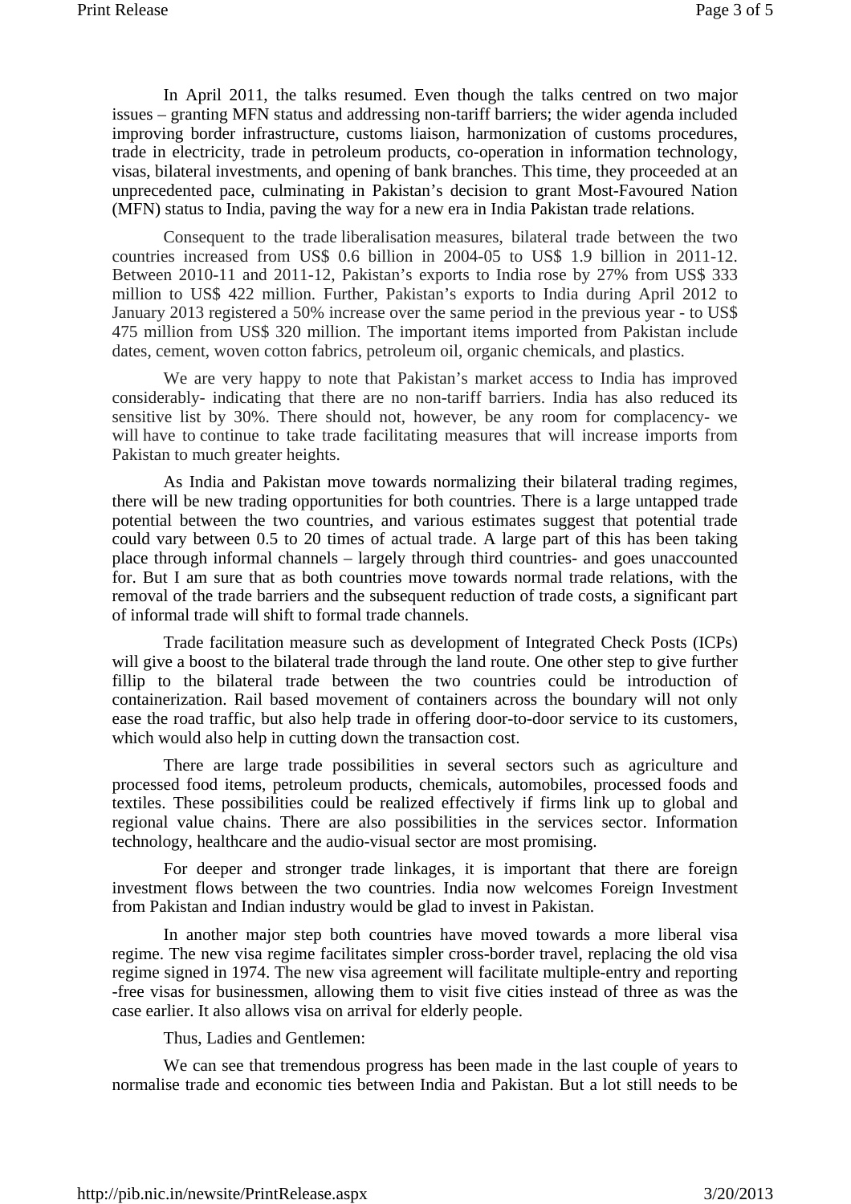In April 2011, the talks resumed. Even though the talks centred on two major issues – granting MFN status and addressing non-tariff barriers; the wider agenda included improving border infrastructure, customs liaison, harmonization of customs procedures, trade in electricity, trade in petroleum products, co-operation in information technology, visas, bilateral investments, and opening of bank branches. This time, they proceeded at an unprecedented pace, culminating in Pakistan's decision to grant Most-Favoured Nation (MFN) status to India, paving the way for a new era in India Pakistan trade relations.

Consequent to the trade liberalisation measures, bilateral trade between the two countries increased from US$ 0.6 billion in 2004-05 to US$ 1.9 billion in 2011-12. Between 2010-11 and 2011-12, Pakistan's exports to India rose by 27% from US$ 333 million to US$ 422 million. Further, Pakistan's exports to India during April 2012 to January 2013 registered a 50% increase over the same period in the previous year - to US$ 475 million from US$ 320 million. The important items imported from Pakistan include dates, cement, woven cotton fabrics, petroleum oil, organic chemicals, and plastics.

We are very happy to note that Pakistan's market access to India has improved considerably- indicating that there are no non-tariff barriers. India has also reduced its sensitive list by 30%. There should not, however, be any room for complacency- we will have to continue to take trade facilitating measures that will increase imports from Pakistan to much greater heights.

As India and Pakistan move towards normalizing their bilateral trading regimes, there will be new trading opportunities for both countries. There is a large untapped trade potential between the two countries, and various estimates suggest that potential trade could vary between 0.5 to 20 times of actual trade. A large part of this has been taking place through informal channels – largely through third countries- and goes unaccounted for. But I am sure that as both countries move towards normal trade relations, with the removal of the trade barriers and the subsequent reduction of trade costs, a significant part of informal trade will shift to formal trade channels.

Trade facilitation measure such as development of Integrated Check Posts (ICPs) will give a boost to the bilateral trade through the land route. One other step to give further fillip to the bilateral trade between the two countries could be introduction of containerization. Rail based movement of containers across the boundary will not only ease the road traffic, but also help trade in offering door-to-door service to its customers, which would also help in cutting down the transaction cost.

There are large trade possibilities in several sectors such as agriculture and processed food items, petroleum products, chemicals, automobiles, processed foods and textiles. These possibilities could be realized effectively if firms link up to global and regional value chains. There are also possibilities in the services sector. Information technology, healthcare and the audio-visual sector are most promising.

For deeper and stronger trade linkages, it is important that there are foreign investment flows between the two countries. India now welcomes Foreign Investment from Pakistan and Indian industry would be glad to invest in Pakistan.

In another major step both countries have moved towards a more liberal visa regime. The new visa regime facilitates simpler cross-border travel, replacing the old visa regime signed in 1974. The new visa agreement will facilitate multiple-entry and reporting -free visas for businessmen, allowing them to visit five cities instead of three as was the case earlier. It also allows visa on arrival for elderly people.

Thus, Ladies and Gentlemen:

We can see that tremendous progress has been made in the last couple of years to normalise trade and economic ties between India and Pakistan. But a lot still needs to be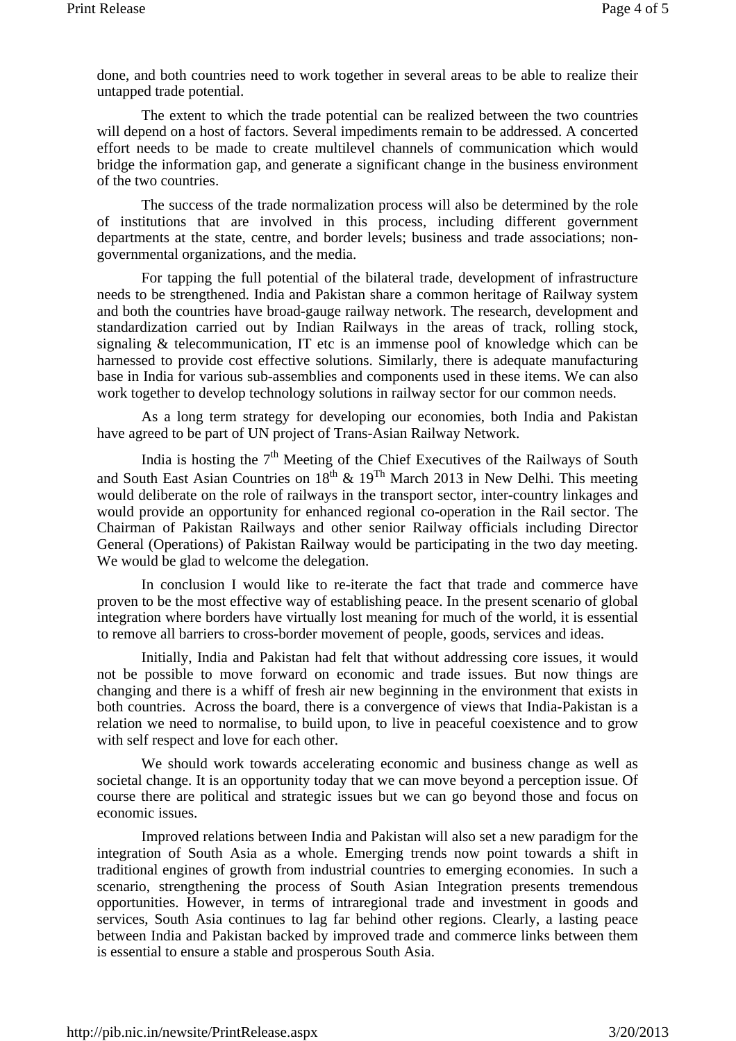done, and both countries need to work together in several areas to be able to realize their untapped trade potential.

The extent to which the trade potential can be realized between the two countries will depend on a host of factors. Several impediments remain to be addressed. A concerted effort needs to be made to create multilevel channels of communication which would bridge the information gap, and generate a significant change in the business environment of the two countries.

The success of the trade normalization process will also be determined by the role of institutions that are involved in this process, including different government departments at the state, centre, and border levels; business and trade associations; non-governmental organizations, and the media.

For tapping the full potential of the bilateral trade, development of infrastructure needs to be strengthened. India and Pakistan share a common heritage of Railway system and both the countries have broad-gauge railway network. The research, development and standardization carried out by Indian Railways in the areas of track, rolling stock, signaling & telecommunication, IT etc is an immense pool of knowledge which can be harnessed to provide cost effective solutions. Similarly, there is adequate manufacturing base in India for various sub-assemblies and components used in these items. We can also work together to develop technology solutions in railway sector for our common needs.

As a long term strategy for developing our economies, both India and Pakistan have agreed to be part of UN project of Trans-Asian Railway Network.

India is hosting the 7th Meeting of the Chief Executives of the Railways of South and South East Asian Countries on 18th & 19Th March 2013 in New Delhi. This meeting would deliberate on the role of railways in the transport sector, inter-country linkages and would provide an opportunity for enhanced regional co-operation in the Rail sector. The Chairman of Pakistan Railways and other senior Railway officials including Director General (Operations) of Pakistan Railway would be participating in the two day meeting. We would be glad to welcome the delegation.

In conclusion I would like to re-iterate the fact that trade and commerce have proven to be the most effective way of establishing peace. In the present scenario of global integration where borders have virtually lost meaning for much of the world, it is essential to remove all barriers to cross-border movement of people, goods, services and ideas.

Initially, India and Pakistan had felt that without addressing core issues, it would not be possible to move forward on economic and trade issues. But now things are changing and there is a whiff of fresh air new beginning in the environment that exists in both countries. Across the board, there is a convergence of views that India-Pakistan is a relation we need to normalise, to build upon, to live in peaceful coexistence and to grow with self respect and love for each other.

We should work towards accelerating economic and business change as well as societal change. It is an opportunity today that we can move beyond a perception issue. Of course there are political and strategic issues but we can go beyond those and focus on economic issues.

Improved relations between India and Pakistan will also set a new paradigm for the integration of South Asia as a whole. Emerging trends now point towards a shift in traditional engines of growth from industrial countries to emerging economies. In such a scenario, strengthening the process of South Asian Integration presents tremendous opportunities. However, in terms of intraregional trade and investment in goods and services, South Asia continues to lag far behind other regions. Clearly, a lasting peace between India and Pakistan backed by improved trade and commerce links between them is essential to ensure a stable and prosperous South Asia.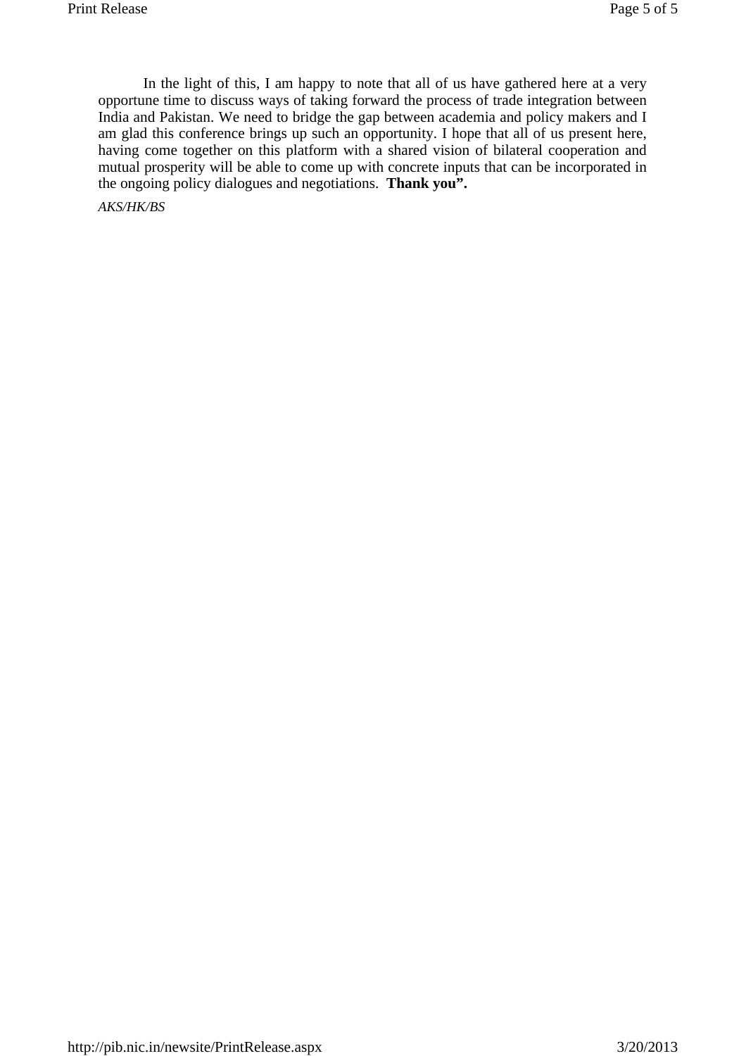In the light of this, I am happy to note that all of us have gathered here at a very opportune time to discuss ways of taking forward the process of trade integration between India and Pakistan. We need to bridge the gap between academia and policy makers and I am glad this conference brings up such an opportunity. I hope that all of us present here, having come together on this platform with a shared vision of bilateral cooperation and mutual prosperity will be able to come up with concrete inputs that can be incorporated in the ongoing policy dialogues and negotiations. **Thank you".**

*AKS/HK/BS*